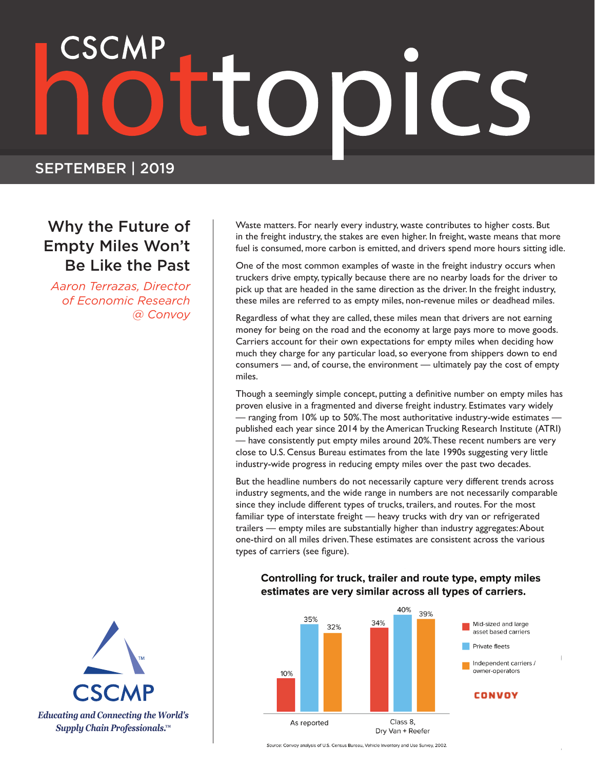# CSCMP hottopics

SEPTEMBER | 2019

## Why the Future of Empty Miles Won't Be Like the Past

*Aaron Terrazas, Director of Economic Research @ Convoy*

Waste matters. For nearly every industry, waste contributes to higher costs. But in the freight industry, the stakes are even higher. In freight, waste means that more fuel is consumed, more carbon is emitted, and drivers spend more hours sitting idle.

One of the most common examples of waste in the freight industry occurs when truckers drive empty, typically because there are no nearby loads for the driver to pick up that are headed in the same direction as the driver. In the freight industry, these miles are referred to as empty miles, non-revenue miles or deadhead miles.

Regardless of what they are called, these miles mean that drivers are not earning money for being on the road and the economy at large pays more to move goods. Carriers account for their own expectations for empty miles when deciding how much they charge for any particular load, so everyone from shippers down to end consumers — and, of course, the environment — ultimately pay the cost of empty miles.

Though a seemingly simple concept, putting a definitive number on empty miles has proven elusive in a fragmented and diverse freight industry. Estimates vary widely — ranging from 10% up to 50%. The most authoritative industry-wide estimates — published each year since 2014 by the American Trucking Research Institute (ATRI) — have consistently put empty miles around 20%. These recent numbers are very close to U.S. Census Bureau estimates from the late 1990s suggesting very little industry-wide progress in reducing empty miles over the past two decades.

But the headline numbers do not necessarily capture very different trends across industry segments, and the wide range in numbers are not necessarily comparable since they include different types of trucks, trailers, and routes. For the most familiar type of interstate freight — heavy trucks with dry van or refrigerated trailers — empty miles are substantially higher than industry aggregates: About one-third on all miles driven. These estimates are consistent across the various types of carriers (see figure).

**Controlling for truck, trailer and route type, empty miles estimates are very similar across all types of carriers.**

| | Mid-sized and large asset based carriers | Private fleets | Independent carriers / owner-operators |
|---|---|---|---|
| As reported | 10% | 35% | 32% |
| Class 8, Dry Van + Reefer | 34% | 40% | 39% |

CONVOY

*Source*: Convoy analysis of U.S. Census Bureau, Vehicle Inventory and Use Survey, 2002.

CSCMP

*Educating and Connecting the World's Supply Chain Professionals.™*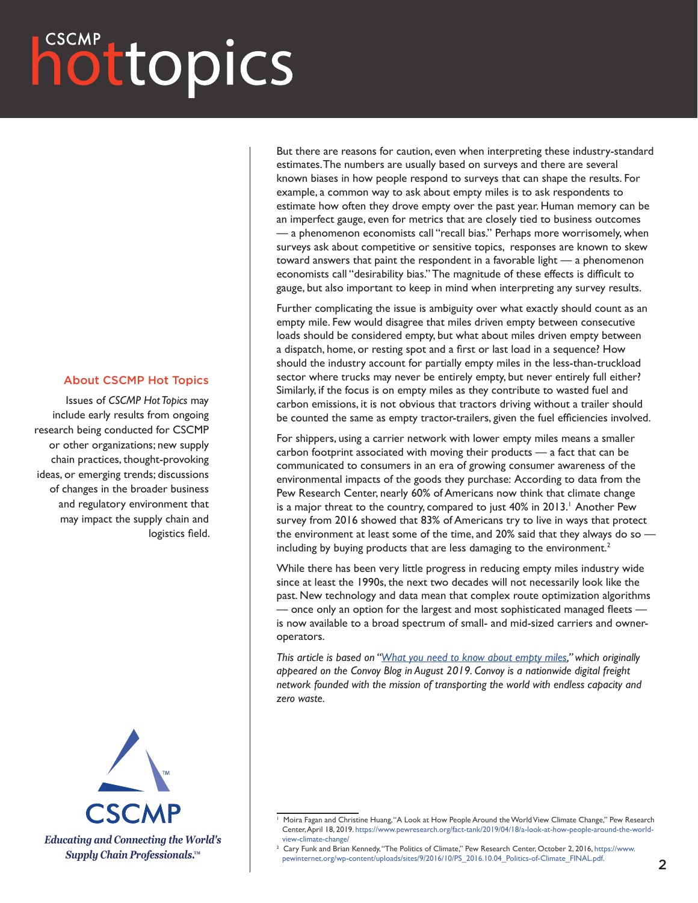But there are reasons for caution, even when interpreting these industry-standard estimates. The numbers are usually based on surveys and there are several known biases in how people respond to surveys that can shape the results. For example, a common way to ask about empty miles is to ask respondents to estimate how often they drove empty over the past year. Human memory can be an imperfect gauge, even for metrics that are closely tied to business outcomes — a phenomenon economists call "recall bias." Perhaps more worrisomely, when surveys ask about competitive or sensitive topics, responses are known to skew toward answers that paint the respondent in a favorable light — a phenomenon economists call "desirability bias." The magnitude of these effects is difficult to gauge, but also important to keep in mind when interpreting any survey results.

Further complicating the issue is ambiguity over what exactly should count as an empty mile. Few would disagree that miles driven empty between consecutive loads should be considered empty, but what about miles driven empty between a dispatch, home, or resting spot and a first or last load in a sequence? How should the industry account for partially empty miles in the less-than-truckload sector where trucks may never be entirely empty, but never entirely full either? Similarly, if the focus is on empty miles as they contribute to wasted fuel and carbon emissions, it is not obvious that tractors driving without a trailer should be counted the same as empty tractor-trailers, given the fuel efficiencies involved.

For shippers, using a carrier network with lower empty miles means a smaller carbon footprint associated with moving their products — a fact that can be communicated to consumers in an era of growing consumer awareness of the environmental impacts of the goods they purchase: According to data from the Pew Research Center, nearly 60% of Americans now think that climate change is a major threat to the country, compared to just 40% in 2013.[1] Another Pew survey from 2016 showed that 83% of Americans try to live in ways that protect the environment at least some of the time, and 20% said that they always do so — including by buying products that are less damaging to the environment.[2]

While there has been very little progress in reducing empty miles industry wide since at least the 1990s, the next two decades will not necessarily look like the past. New technology and data mean that complex route optimization algorithms — once only an option for the largest and most sophisticated managed fleets — is now available to a broad spectrum of small- and mid-sized carriers and owner-operators.

*This article is based on "What you need to know about empty miles," which originally appeared on the Convoy Blog in August 2019. Convoy is a nationwide digital freight network founded with the mission of transporting the world with endless capacity and zero waste.*

### About CSCMP Hot Topics

Issues of *CSCMP Hot Topics* may include early results from ongoing research being conducted for CSCMP or other organizations; new supply chain practices, thought-provoking ideas, or emerging trends; discussions of changes in the broader business and regulatory environment that may impact the supply chain and logistics field.

CSCMP

*Educating and Connecting the World's Supply Chain Professionals.*™

---

[1] Moira Fagan and Christine Huang, "A Look at How People Around the World View Climate Change," Pew Research Center, April 18, 2019. https://www.pewresearch.org/fact-tank/2019/04/18/a-look-at-how-people-around-the-world-view-climate-change/

[2] Cary Funk and Brian Kennedy, "The Politics of Climate," Pew Research Center, October 2, 2016, https://www.pewinternet.org/wp-content/uploads/sites/9/2016/10/PS_2016.10.04_Politics-of-Climate_FINAL.pdf.